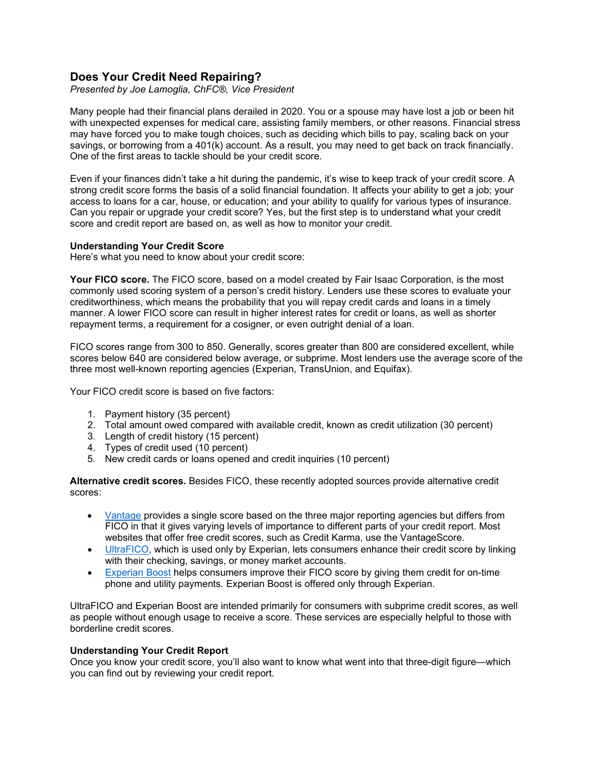# Does Your Credit Need Repairing?

*Presented by Joe Lamoglia, ChFC®, Vice President*

Many people had their financial plans derailed in 2020. You or a spouse may have lost a job or been hit with unexpected expenses for medical care, assisting family members, or other reasons. Financial stress may have forced you to make tough choices, such as deciding which bills to pay, scaling back on your savings, or borrowing from a 401(k) account. As a result, you may need to get back on track financially. One of the first areas to tackle should be your credit score.

Even if your finances didn't take a hit during the pandemic, it's wise to keep track of your credit score. A strong credit score forms the basis of a solid financial foundation. It affects your ability to get a job; your access to loans for a car, house, or education; and your ability to qualify for various types of insurance. Can you repair or upgrade your credit score? Yes, but the first step is to understand what your credit score and credit report are based on, as well as how to monitor your credit.

**Understanding Your Credit Score**

Here's what you need to know about your credit score:

**Your FICO score.** The FICO score, based on a model created by Fair Isaac Corporation, is the most commonly used scoring system of a person's credit history. Lenders use these scores to evaluate your creditworthiness, which means the probability that you will repay credit cards and loans in a timely manner. A lower FICO score can result in higher interest rates for credit or loans, as well as shorter repayment terms, a requirement for a cosigner, or even outright denial of a loan.

FICO scores range from 300 to 850. Generally, scores greater than 800 are considered excellent, while scores below 640 are considered below average, or subprime. Most lenders use the average score of the three most well-known reporting agencies (Experian, TransUnion, and Equifax).

Your FICO credit score is based on five factors:

1. Payment history (35 percent)
2. Total amount owed compared with available credit, known as credit utilization (30 percent)
3. Length of credit history (15 percent)
4. Types of credit used (10 percent)
5. New credit cards or loans opened and credit inquiries (10 percent)

**Alternative credit scores.** Besides FICO, these recently adopted sources provide alternative credit scores:

- Vantage provides a single score based on the three major reporting agencies but differs from FICO in that it gives varying levels of importance to different parts of your credit report. Most websites that offer free credit scores, such as Credit Karma, use the VantageScore.
- UltraFICO, which is used only by Experian, lets consumers enhance their credit score by linking with their checking, savings, or money market accounts.
- Experian Boost helps consumers improve their FICO score by giving them credit for on-time phone and utility payments. Experian Boost is offered only through Experian.

UltraFICO and Experian Boost are intended primarily for consumers with subprime credit scores, as well as people without enough usage to receive a score. These services are especially helpful to those with borderline credit scores.

**Understanding Your Credit Report**

Once you know your credit score, you'll also want to know what went into that three-digit figure—which you can find out by reviewing your credit report.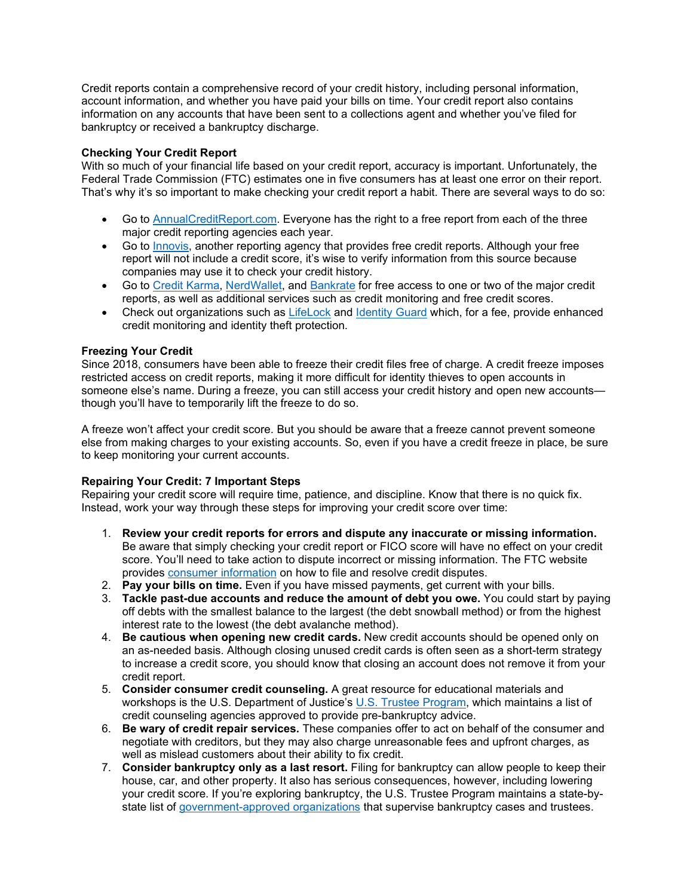Credit reports contain a comprehensive record of your credit history, including personal information, account information, and whether you have paid your bills on time. Your credit report also contains information on any accounts that have been sent to a collections agent and whether you've filed for bankruptcy or received a bankruptcy discharge.

**Checking Your Credit Report**

With so much of your financial life based on your credit report, accuracy is important. Unfortunately, the Federal Trade Commission (FTC) estimates one in five consumers has at least one error on their report. That's why it's so important to make checking your credit report a habit. There are several ways to do so:

- Go to AnnualCreditReport.com. Everyone has the right to a free report from each of the three major credit reporting agencies each year.
- Go to Innovis, another reporting agency that provides free credit reports. Although your free report will not include a credit score, it's wise to verify information from this source because companies may use it to check your credit history.
- Go to Credit Karma, NerdWallet, and Bankrate for free access to one or two of the major credit reports, as well as additional services such as credit monitoring and free credit scores.
- Check out organizations such as LifeLock and Identity Guard which, for a fee, provide enhanced credit monitoring and identity theft protection.

**Freezing Your Credit**

Since 2018, consumers have been able to freeze their credit files free of charge. A credit freeze imposes restricted access on credit reports, making it more difficult for identity thieves to open accounts in someone else's name. During a freeze, you can still access your credit history and open new accounts—though you'll have to temporarily lift the freeze to do so.

A freeze won't affect your credit score. But you should be aware that a freeze cannot prevent someone else from making charges to your existing accounts. So, even if you have a credit freeze in place, be sure to keep monitoring your current accounts.

**Repairing Your Credit: 7 Important Steps**

Repairing your credit score will require time, patience, and discipline. Know that there is no quick fix. Instead, work your way through these steps for improving your credit score over time:

1. **Review your credit reports for errors and dispute any inaccurate or missing information.** Be aware that simply checking your credit report or FICO score will have no effect on your credit score. You'll need to take action to dispute incorrect or missing information. The FTC website provides consumer information on how to file and resolve credit disputes.
2. **Pay your bills on time.** Even if you have missed payments, get current with your bills.
3. **Tackle past-due accounts and reduce the amount of debt you owe.** You could start by paying off debts with the smallest balance to the largest (the debt snowball method) or from the highest interest rate to the lowest (the debt avalanche method).
4. **Be cautious when opening new credit cards.** New credit accounts should be opened only on an as-needed basis. Although closing unused credit cards is often seen as a short-term strategy to increase a credit score, you should know that closing an account does not remove it from your credit report.
5. **Consider consumer credit counseling.** A great resource for educational materials and workshops is the U.S. Department of Justice's U.S. Trustee Program, which maintains a list of credit counseling agencies approved to provide pre-bankruptcy advice.
6. **Be wary of credit repair services.** These companies offer to act on behalf of the consumer and negotiate with creditors, but they may also charge unreasonable fees and upfront charges, as well as mislead customers about their ability to fix credit.
7. **Consider bankruptcy only as a last resort.** Filing for bankruptcy can allow people to keep their house, car, and other property. It also has serious consequences, however, including lowering your credit score. If you're exploring bankruptcy, the U.S. Trustee Program maintains a state-by-state list of government-approved organizations that supervise bankruptcy cases and trustees.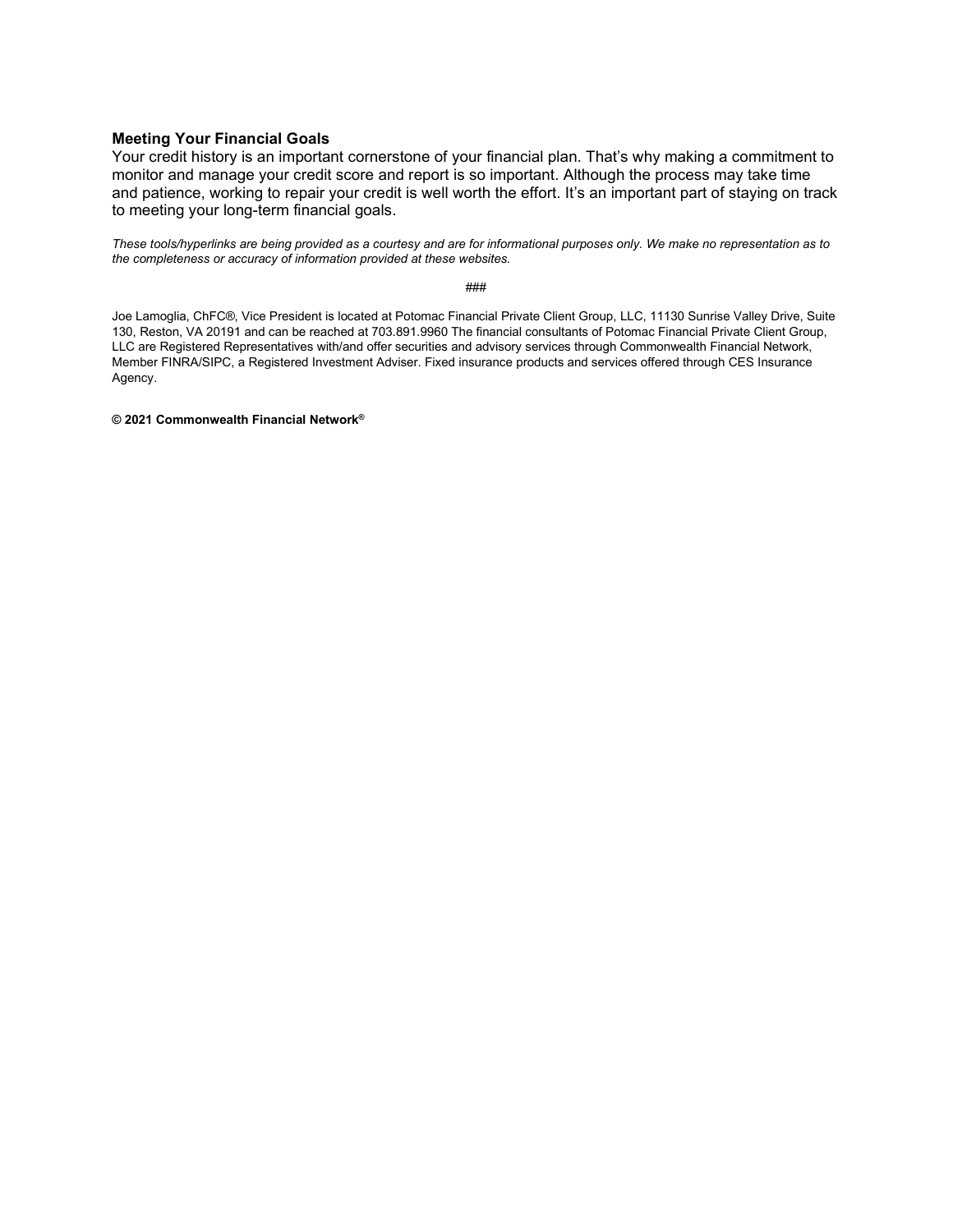### Meeting Your Financial Goals

Your credit history is an important cornerstone of your financial plan. That's why making a commitment to monitor and manage your credit score and report is so important. Although the process may take time and patience, working to repair your credit is well worth the effort. It's an important part of staying on track to meeting your long-term financial goals.

*These tools/hyperlinks are being provided as a courtesy and are for informational purposes only. We make no representation as to the completeness or accuracy of information provided at these websites.*

###

Joe Lamoglia, ChFC®, Vice President is located at Potomac Financial Private Client Group, LLC, 11130 Sunrise Valley Drive, Suite 130, Reston, VA 20191 and can be reached at 703.891.9960 The financial consultants of Potomac Financial Private Client Group, LLC are Registered Representatives with/and offer securities and advisory services through Commonwealth Financial Network, Member FINRA/SIPC, a Registered Investment Adviser. Fixed insurance products and services offered through CES Insurance Agency.

**© 2021 Commonwealth Financial Network®**